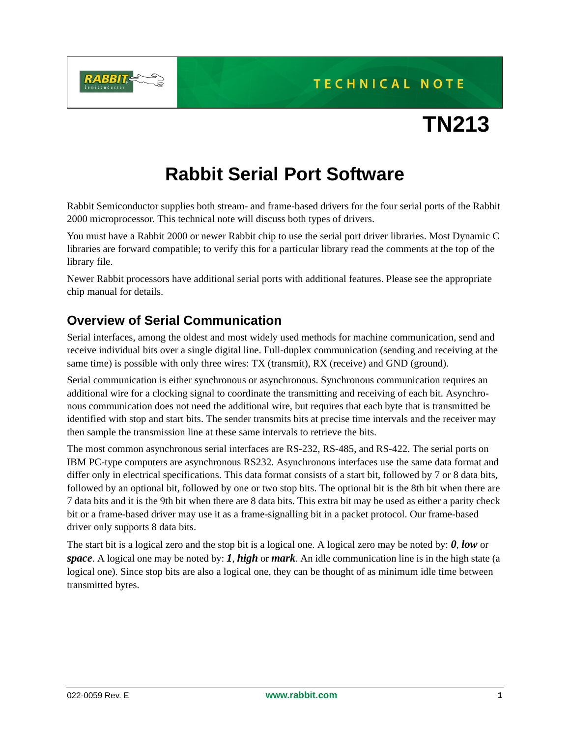TECHNICAL NOTE

# TN213

# Rabbit Serial Port Software

Rabbit Semiconductor supplies both stream- and frame-based drivers for the four serial ports of the Rabbit 2000 microprocessor. This technical note will discuss both types of drivers.

You must have a Rabbit 2000 or newer Rabbit chip to use the serial port driver libraries. Most Dynamic C libraries are forward compatible; to verify this for a particular library read the comments at the top of the library file.

Newer Rabbit processors have additional serial ports with additional features. Please see the appropriate chip manual for details.

## Overview of Serial Communication

Serial interfaces, among the oldest and most widely used methods for machine communication, send and receive individual bits over a single digital line. Full-duplex communication (sending and receiving at the same time) is possible with only three wires: TX (transmit), RX (receive) and GND (ground).

Serial communication is either synchronous or asynchronous. Synchronous communication requires an additional wire for a clocking signal to coordinate the transmitting and receiving of each bit. Asynchronous communication does not need the additional wire, but requires that each byte that is transmitted be identified with stop and start bits. The sender transmits bits at precise time intervals and the receiver may then sample the transmission line at these same intervals to retrieve the bits.

The most common asynchronous serial interfaces are RS-232, RS-485, and RS-422. The serial ports on IBM PC-type computers are asynchronous RS232. Asynchronous interfaces use the same data format and differ only in electrical specifications. This data format consists of a start bit, followed by 7 or 8 data bits, followed by an optional bit, followed by one or two stop bits. The optional bit is the 8th bit when there are 7 data bits and it is the 9th bit when there are 8 data bits. This extra bit may be used as either a parity check bit or a frame-based driver may use it as a frame-signalling bit in a packet protocol. Our frame-based driver only supports 8 data bits.

The start bit is a logical zero and the stop bit is a logical one. A logical zero may be noted by: ***0***, ***low*** or ***space***. A logical one may be noted by: ***1***, ***high*** or ***mark***. An idle communication line is in the high state (a logical one). Since stop bits are also a logical one, they can be thought of as minimum idle time between transmitted bytes.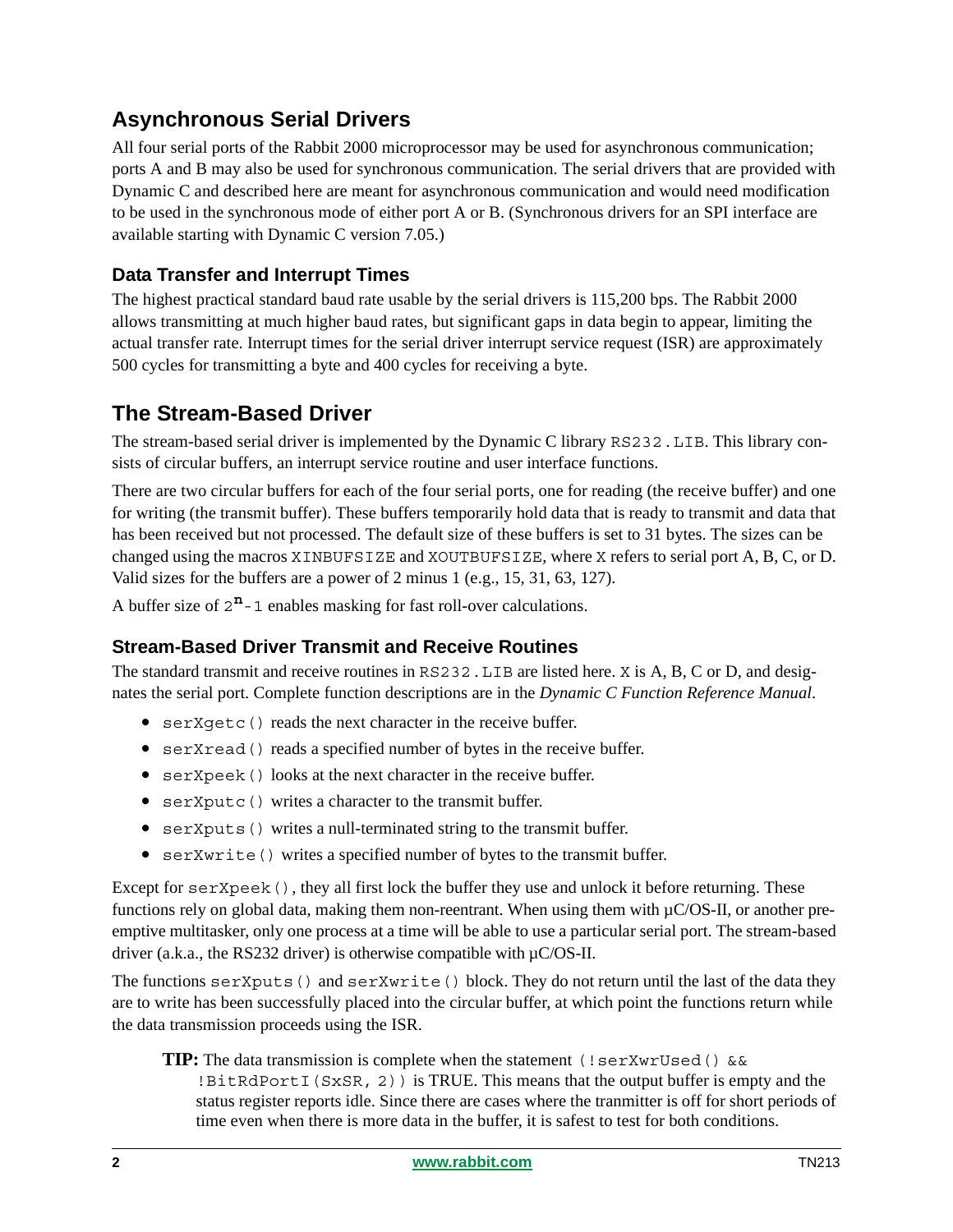## Asynchronous Serial Drivers

All four serial ports of the Rabbit 2000 microprocessor may be used for asynchronous communication; ports A and B may also be used for synchronous communication. The serial drivers that are provided with Dynamic C and described here are meant for asynchronous communication and would need modification to be used in the synchronous mode of either port A or B. (Synchronous drivers for an SPI interface are available starting with Dynamic C version 7.05.)

### Data Transfer and Interrupt Times

The highest practical standard baud rate usable by the serial drivers is 115,200 bps. The Rabbit 2000 allows transmitting at much higher baud rates, but significant gaps in data begin to appear, limiting the actual transfer rate. Interrupt times for the serial driver interrupt service request (ISR) are approximately 500 cycles for transmitting a byte and 400 cycles for receiving a byte.

## The Stream-Based Driver

The stream-based serial driver is implemented by the Dynamic C library `RS232.LIB`. This library consists of circular buffers, an interrupt service routine and user interface functions.

There are two circular buffers for each of the four serial ports, one for reading (the receive buffer) and one for writing (the transmit buffer). These buffers temporarily hold data that is ready to transmit and data that has been received but not processed. The default size of these buffers is set to 31 bytes. The sizes can be changed using the macros `XINBUFSIZE` and `XOUTBUFSIZE`, where `X` refers to serial port A, B, C, or D. Valid sizes for the buffers are a power of 2 minus 1 (e.g., 15, 31, 63, 127).

A buffer size of $2^n-1$ enables masking for fast roll-over calculations.

### Stream-Based Driver Transmit and Receive Routines

The standard transmit and receive routines in `RS232.LIB` are listed here. `X` is A, B, C or D, and designates the serial port. Complete function descriptions are in the *Dynamic C Function Reference Manual*.

- `serXgetc()` reads the next character in the receive buffer.
- `serXread()` reads a specified number of bytes in the receive buffer.
- `serXpeek()` looks at the next character in the receive buffer.
- `serXputc()` writes a character to the transmit buffer.
- `serXputs()` writes a null-terminated string to the transmit buffer.
- `serXwrite()` writes a specified number of bytes to the transmit buffer.

Except for `serXpeek()`, they all first lock the buffer they use and unlock it before returning. These functions rely on global data, making them non-reentrant. When using them with µC/OS-II, or another preemptive multitasker, only one process at a time will be able to use a particular serial port. The stream-based driver (a.k.a., the RS232 driver) is otherwise compatible with µC/OS-II.

The functions `serXputs()` and `serXwrite()` block. They do not return until the last of the data they are to write has been successfully placed into the circular buffer, at which point the functions return while the data transmission proceeds using the ISR.

> **TIP:** The data transmission is complete when the statement `(!serXwrUsed() && !BitRdPortI(SxSR, 2))` is TRUE. This means that the output buffer is empty and the status register reports idle. Since there are cases where the tranmitter is off for short periods of time even when there is more data in the buffer, it is safest to test for both conditions.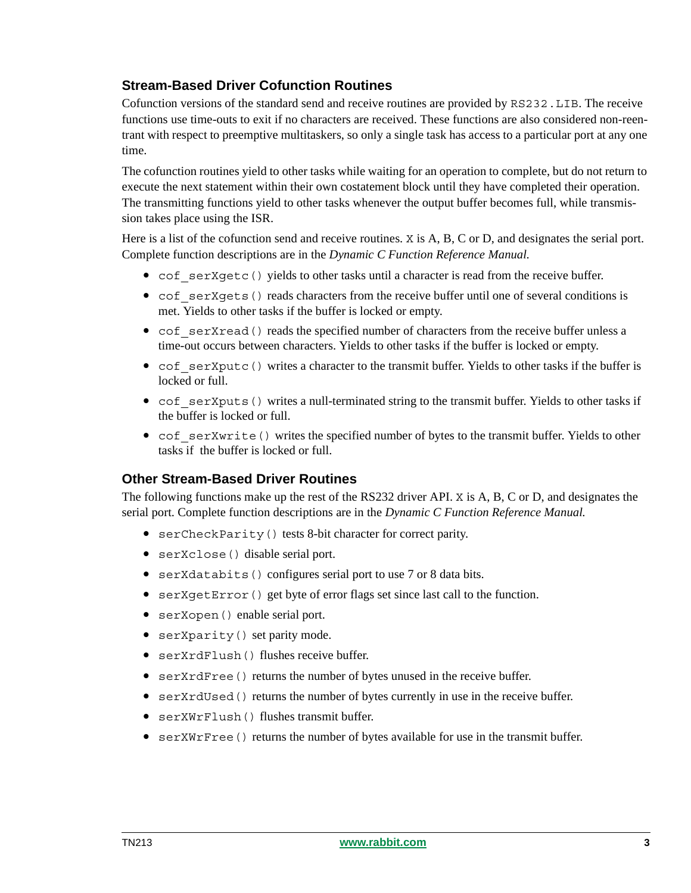## Stream-Based Driver Cofunction Routines

Cofunction versions of the standard send and receive routines are provided by `RS232.LIB`. The receive functions use time-outs to exit if no characters are received. These functions are also considered non-reentrant with respect to preemptive multitaskers, so only a single task has access to a particular port at any one time.

The cofunction routines yield to other tasks while waiting for an operation to complete, but do not return to execute the next statement within their own costatement block until they have completed their operation. The transmitting functions yield to other tasks whenever the output buffer becomes full, while transmission takes place using the ISR.

Here is a list of the cofunction send and receive routines. `X` is A, B, C or D, and designates the serial port. Complete function descriptions are in the *Dynamic C Function Reference Manual.*

- `cof_serXgetc()` yields to other tasks until a character is read from the receive buffer.
- `cof_serXgets()` reads characters from the receive buffer until one of several conditions is met. Yields to other tasks if the buffer is locked or empty.
- `cof_serXread()` reads the specified number of characters from the receive buffer unless a time-out occurs between characters. Yields to other tasks if the buffer is locked or empty.
- `cof_serXputc()` writes a character to the transmit buffer. Yields to other tasks if the buffer is locked or full.
- `cof_serXputs()` writes a null-terminated string to the transmit buffer. Yields to other tasks if the buffer is locked or full.
- `cof_serXwrite()` writes the specified number of bytes to the transmit buffer. Yields to other tasks if the buffer is locked or full.

## Other Stream-Based Driver Routines

The following functions make up the rest of the RS232 driver API. `X` is A, B, C or D, and designates the serial port. Complete function descriptions are in the *Dynamic C Function Reference Manual.*

- `serCheckParity()` tests 8-bit character for correct parity.
- `serXclose()` disable serial port.
- `serXdatabits()` configures serial port to use 7 or 8 data bits.
- `serXgetError()` get byte of error flags set since last call to the function.
- `serXopen()` enable serial port.
- `serXparity()` set parity mode.
- `serXrdFlush()` flushes receive buffer.
- `serXrdFree()` returns the number of bytes unused in the receive buffer.
- `serXrdUsed()` returns the number of bytes currently in use in the receive buffer.
- `serXWrFlush()` flushes transmit buffer.
- `serXWrFree()` returns the number of bytes available for use in the transmit buffer.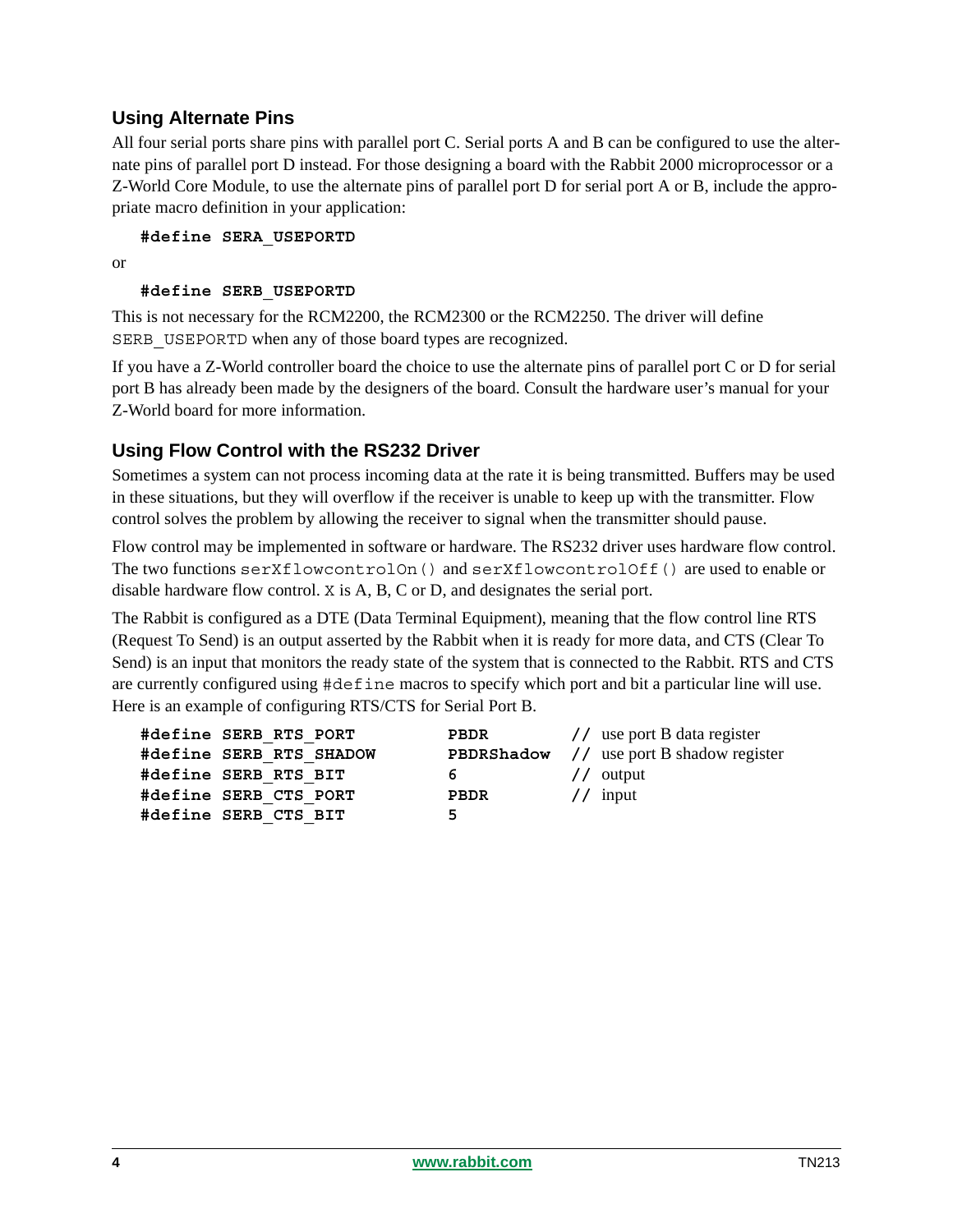### Using Alternate Pins

All four serial ports share pins with parallel port C. Serial ports A and B can be configured to use the alternate pins of parallel port D instead. For those designing a board with the Rabbit 2000 microprocessor or a Z-World Core Module, to use the alternate pins of parallel port D for serial port A or B, include the appropriate macro definition in your application:

```
#define SERA_USEPORTD
```

or

```
#define SERB_USEPORTD
```

This is not necessary for the RCM2200, the RCM2300 or the RCM2250. The driver will define `SERB_USEPORTD` when any of those board types are recognized.

If you have a Z-World controller board the choice to use the alternate pins of parallel port C or D for serial port B has already been made by the designers of the board. Consult the hardware user's manual for your Z-World board for more information.

### Using Flow Control with the RS232 Driver

Sometimes a system can not process incoming data at the rate it is being transmitted. Buffers may be used in these situations, but they will overflow if the receiver is unable to keep up with the transmitter. Flow control solves the problem by allowing the receiver to signal when the transmitter should pause.

Flow control may be implemented in software or hardware. The RS232 driver uses hardware flow control. The two functions `serXflowcontrolOn()` and `serXflowcontrolOff()` are used to enable or disable hardware flow control. `X` is A, B, C or D, and designates the serial port.

The Rabbit is configured as a DTE (Data Terminal Equipment), meaning that the flow control line RTS (Request To Send) is an output asserted by the Rabbit when it is ready for more data, and CTS (Clear To Send) is an input that monitors the ready state of the system that is connected to the Rabbit. RTS and CTS are currently configured using `#define` macros to specify which port and bit a particular line will use. Here is an example of configuring RTS/CTS for Serial Port B.

```
#define SERB_RTS_PORT      PBDR        // use port B data register
#define SERB_RTS_SHADOW    PBDRShadow  // use port B shadow register
#define SERB_RTS_BIT       6           // output
#define SERB_CTS_PORT      PBDR        // input
#define SERB_CTS_BIT       5
```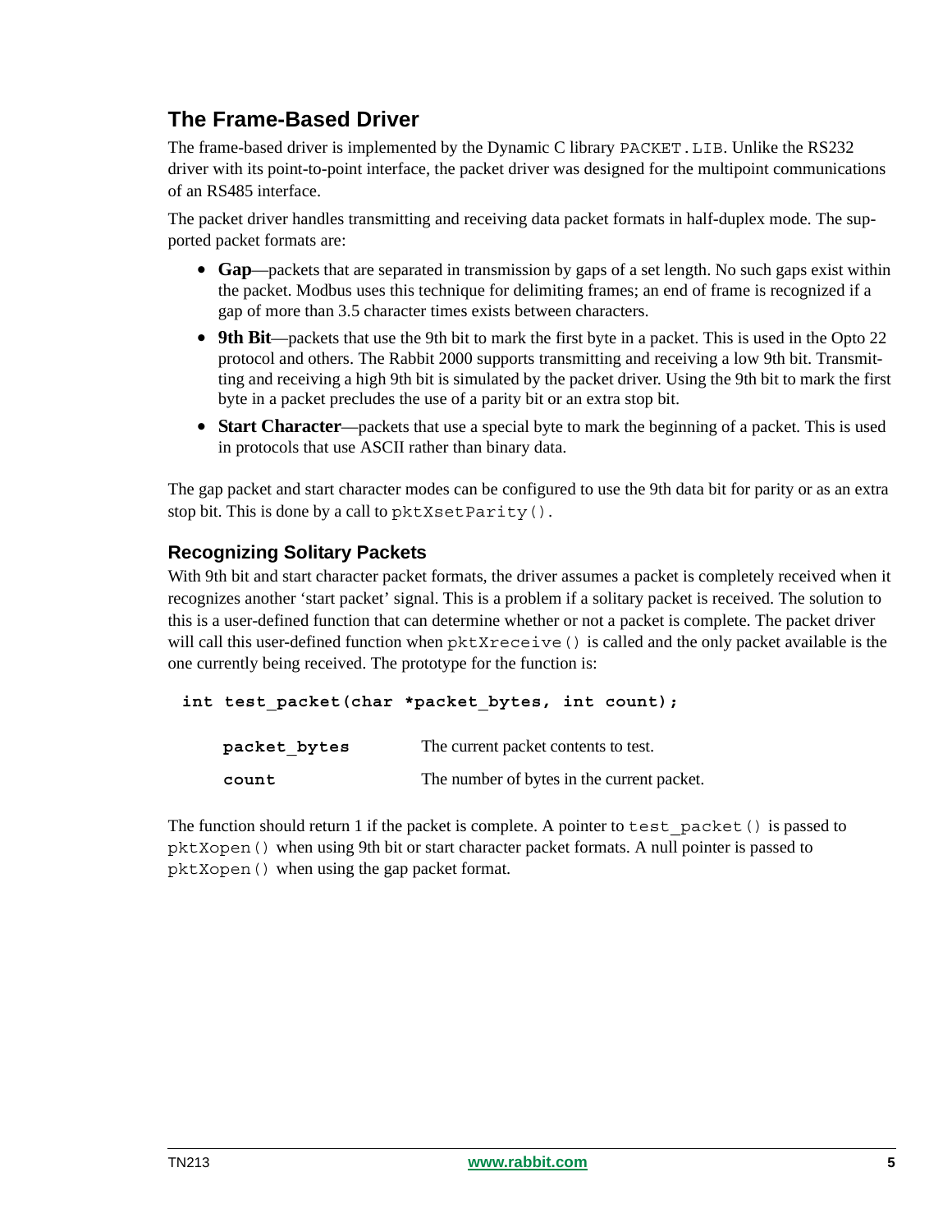## The Frame-Based Driver

The frame-based driver is implemented by the Dynamic C library `PACKET.LIB`. Unlike the RS232 driver with its point-to-point interface, the packet driver was designed for the multipoint communications of an RS485 interface.

The packet driver handles transmitting and receiving data packet formats in half-duplex mode. The supported packet formats are:

- **Gap**—packets that are separated in transmission by gaps of a set length. No such gaps exist within the packet. Modbus uses this technique for delimiting frames; an end of frame is recognized if a gap of more than 3.5 character times exists between characters.
- **9th Bit**—packets that use the 9th bit to mark the first byte in a packet. This is used in the Opto 22 protocol and others. The Rabbit 2000 supports transmitting and receiving a low 9th bit. Transmitting and receiving a high 9th bit is simulated by the packet driver. Using the 9th bit to mark the first byte in a packet precludes the use of a parity bit or an extra stop bit.
- **Start Character**—packets that use a special byte to mark the beginning of a packet. This is used in protocols that use ASCII rather than binary data.

The gap packet and start character modes can be configured to use the 9th data bit for parity or as an extra stop bit. This is done by a call to `pktXsetParity()`.

### Recognizing Solitary Packets

With 9th bit and start character packet formats, the driver assumes a packet is completely received when it recognizes another 'start packet' signal. This is a problem if a solitary packet is received. The solution to this is a user-defined function that can determine whether or not a packet is complete. The packet driver will call this user-defined function when `pktXreceive()` is called and the only packet available is the one currently being received. The prototype for the function is:

```
int test_packet(char *packet_bytes, int count);
```

| | |
|---|---|
| **`packet_bytes`** | The current packet contents to test. |
| **`count`** | The number of bytes in the current packet. |

The function should return 1 if the packet is complete. A pointer to `test_packet()` is passed to `pktXopen()` when using 9th bit or start character packet formats. A null pointer is passed to `pktXopen()` when using the gap packet format.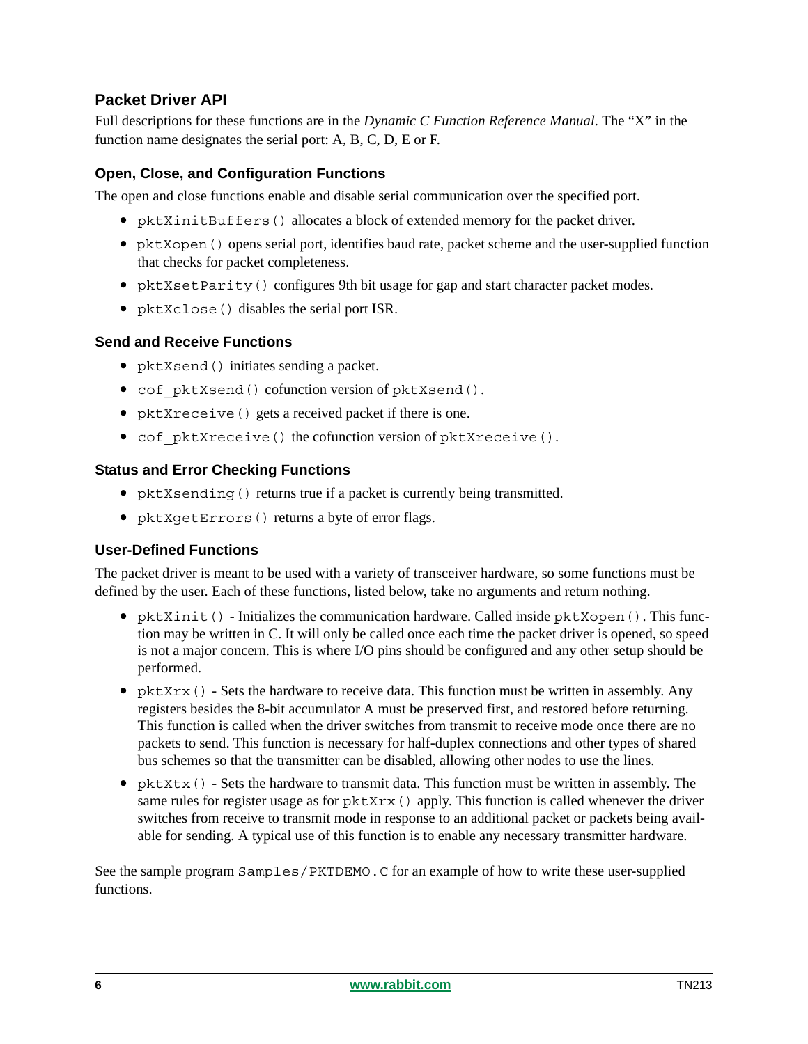## Packet Driver API

Full descriptions for these functions are in the *Dynamic C Function Reference Manual*. The "X" in the function name designates the serial port: A, B, C, D, E or F.

### Open, Close, and Configuration Functions

The open and close functions enable and disable serial communication over the specified port.

- `pktXinitBuffers()` allocates a block of extended memory for the packet driver.
- `pktXopen()` opens serial port, identifies baud rate, packet scheme and the user-supplied function that checks for packet completeness.
- `pktXsetParity()` configures 9th bit usage for gap and start character packet modes.
- `pktXclose()` disables the serial port ISR.

### Send and Receive Functions

- `pktXsend()` initiates sending a packet.
- `cof_pktXsend()` cofunction version of `pktXsend()`.
- `pktXreceive()` gets a received packet if there is one.
- `cof_pktXreceive()` the cofunction version of `pktXreceive()`.

### Status and Error Checking Functions

- `pktXsending()` returns true if a packet is currently being transmitted.
- `pktXgetErrors()` returns a byte of error flags.

### User-Defined Functions

The packet driver is meant to be used with a variety of transceiver hardware, so some functions must be defined by the user. Each of these functions, listed below, take no arguments and return nothing.

- `pktXinit()` - Initializes the communication hardware. Called inside `pktXopen()`. This function may be written in C. It will only be called once each time the packet driver is opened, so speed is not a major concern. This is where I/O pins should be configured and any other setup should be performed.
- `pktXrx()` - Sets the hardware to receive data. This function must be written in assembly. Any registers besides the 8-bit accumulator A must be preserved first, and restored before returning. This function is called when the driver switches from transmit to receive mode once there are no packets to send. This function is necessary for half-duplex connections and other types of shared bus schemes so that the transmitter can be disabled, allowing other nodes to use the lines.
- `pktXtx()` - Sets the hardware to transmit data. This function must be written in assembly. The same rules for register usage as for `pktXrx()` apply. This function is called whenever the driver switches from receive to transmit mode in response to an additional packet or packets being available for sending. A typical use of this function is to enable any necessary transmitter hardware.

See the sample program `Samples/PKTDEMO.C` for an example of how to write these user-supplied functions.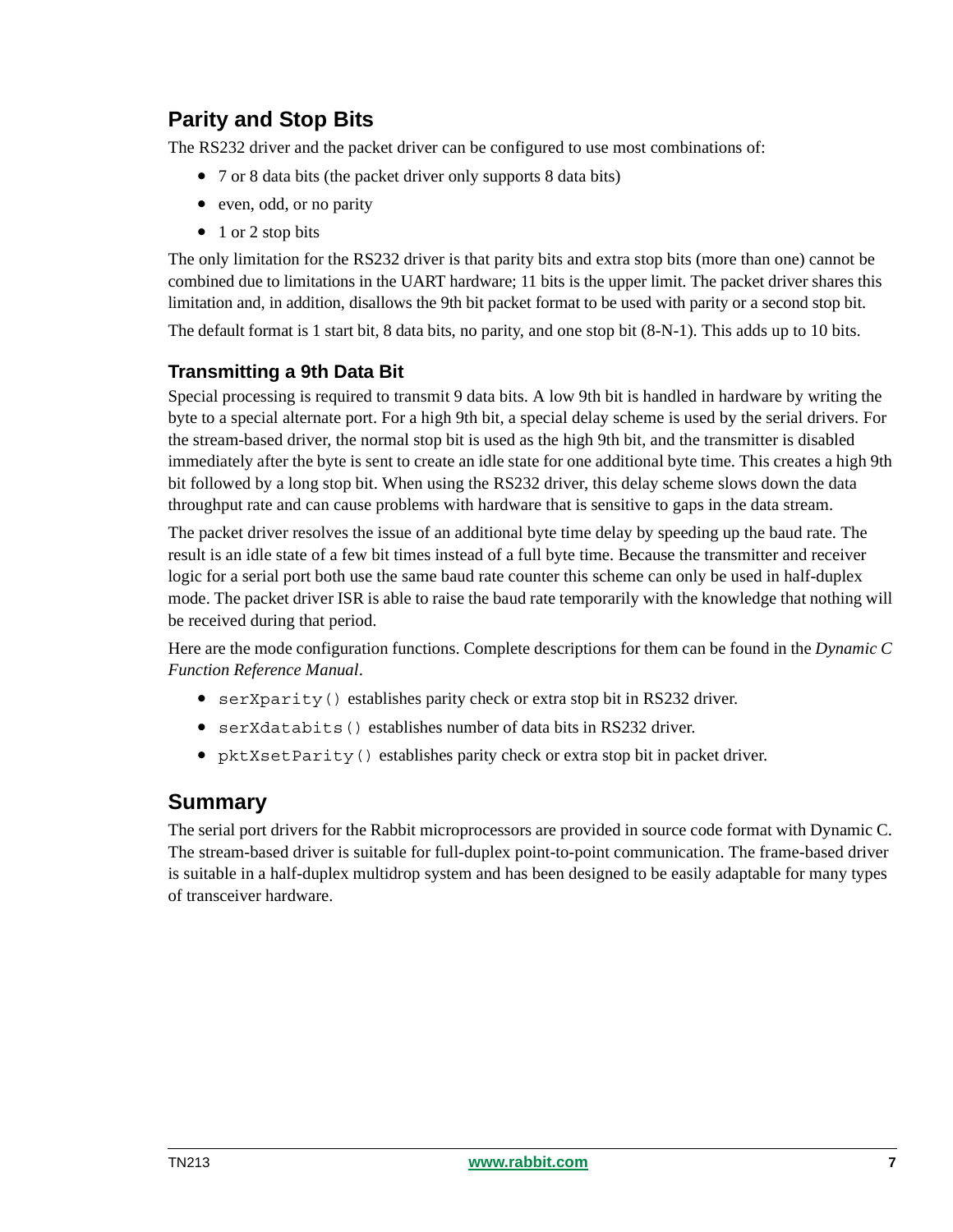## Parity and Stop Bits

The RS232 driver and the packet driver can be configured to use most combinations of:

- 7 or 8 data bits (the packet driver only supports 8 data bits)
- even, odd, or no parity
- 1 or 2 stop bits

The only limitation for the RS232 driver is that parity bits and extra stop bits (more than one) cannot be combined due to limitations in the UART hardware; 11 bits is the upper limit. The packet driver shares this limitation and, in addition, disallows the 9th bit packet format to be used with parity or a second stop bit.

The default format is 1 start bit, 8 data bits, no parity, and one stop bit (8-N-1). This adds up to 10 bits.

### Transmitting a 9th Data Bit

Special processing is required to transmit 9 data bits. A low 9th bit is handled in hardware by writing the byte to a special alternate port. For a high 9th bit, a special delay scheme is used by the serial drivers. For the stream-based driver, the normal stop bit is used as the high 9th bit, and the transmitter is disabled immediately after the byte is sent to create an idle state for one additional byte time. This creates a high 9th bit followed by a long stop bit. When using the RS232 driver, this delay scheme slows down the data throughput rate and can cause problems with hardware that is sensitive to gaps in the data stream.

The packet driver resolves the issue of an additional byte time delay by speeding up the baud rate. The result is an idle state of a few bit times instead of a full byte time. Because the transmitter and receiver logic for a serial port both use the same baud rate counter this scheme can only be used in half-duplex mode. The packet driver ISR is able to raise the baud rate temporarily with the knowledge that nothing will be received during that period.

Here are the mode configuration functions. Complete descriptions for them can be found in the *Dynamic C Function Reference Manual*.

- `serXparity()` establishes parity check or extra stop bit in RS232 driver.
- `serXdatabits()` establishes number of data bits in RS232 driver.
- `pktXsetParity()` establishes parity check or extra stop bit in packet driver.

## Summary

The serial port drivers for the Rabbit microprocessors are provided in source code format with Dynamic C. The stream-based driver is suitable for full-duplex point-to-point communication. The frame-based driver is suitable in a half-duplex multidrop system and has been designed to be easily adaptable for many types of transceiver hardware.